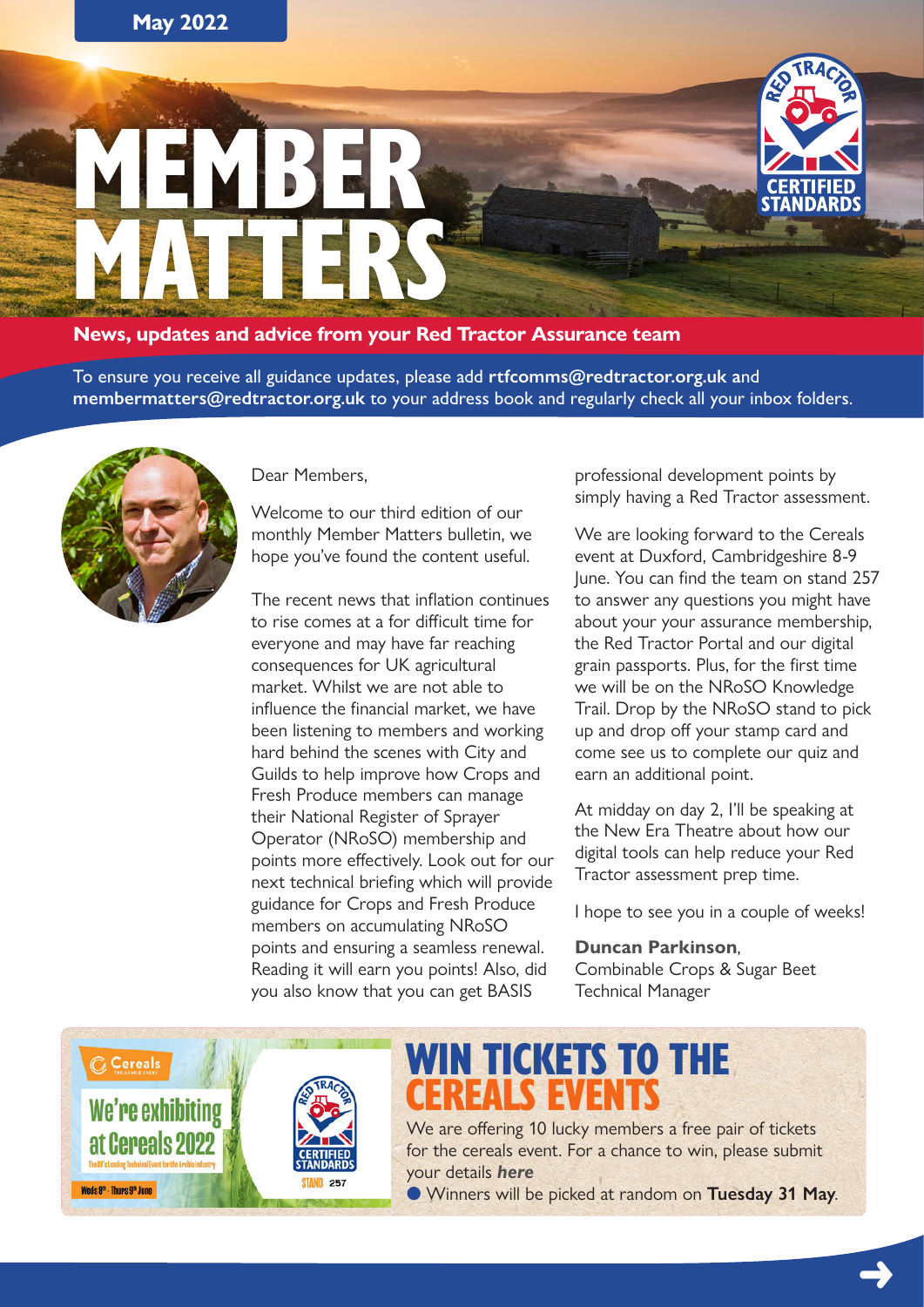May 2022

# MEMBER MATTERS

**News, updates and advice from your Red Tractor Assurance team**

To ensure you receive all guidance updates, please add **rtfcomms@redtractor.org.uk** and **membermatters@redtractor.org.uk** to your address book and regularly check all your inbox folders.

Dear Members,

Welcome to our third edition of our monthly Member Matters bulletin, we hope you've found the content useful.

The recent news that inflation continues to rise comes at a for difficult time for everyone and may have far reaching consequences for UK agricultural market. Whilst we are not able to influence the financial market, we have been listening to members and working hard behind the scenes with City and Guilds to help improve how Crops and Fresh Produce members can manage their National Register of Sprayer Operator (NRoSO) membership and points more effectively. Look out for our next technical briefing which will provide guidance for Crops and Fresh Produce members on accumulating NRoSO points and ensuring a seamless renewal. Reading it will earn you points! Also, did you also know that you can get BASIS professional development points by simply having a Red Tractor assessment.

We are looking forward to the Cereals event at Duxford, Cambridgeshire 8-9 June. You can find the team on stand 257 to answer any questions you might have about your your assurance membership, the Red Tractor Portal and our digital grain passports. Plus, for the first time we will be on the NRoSO Knowledge Trail. Drop by the NRoSO stand to pick up and drop off your stamp card and come see us to complete our quiz and earn an additional point.

At midday on day 2, I'll be speaking at the New Era Theatre about how our digital tools can help reduce your Red Tractor assessment prep time.

I hope to see you in a couple of weeks!

**Duncan Parkinson**,
Combinable Crops & Sugar Beet Technical Manager

Cereals — We're exhibiting at Cereals 2022 — Weds 8th - Thurs 9th June — STAND 257

## WIN TICKETS TO THE CEREALS EVENTS

We are offering 10 lucky members a free pair of tickets for the cereals event. For a chance to win, please submit your details ***here***

- Winners will be picked at random on **Tuesday 31 May**.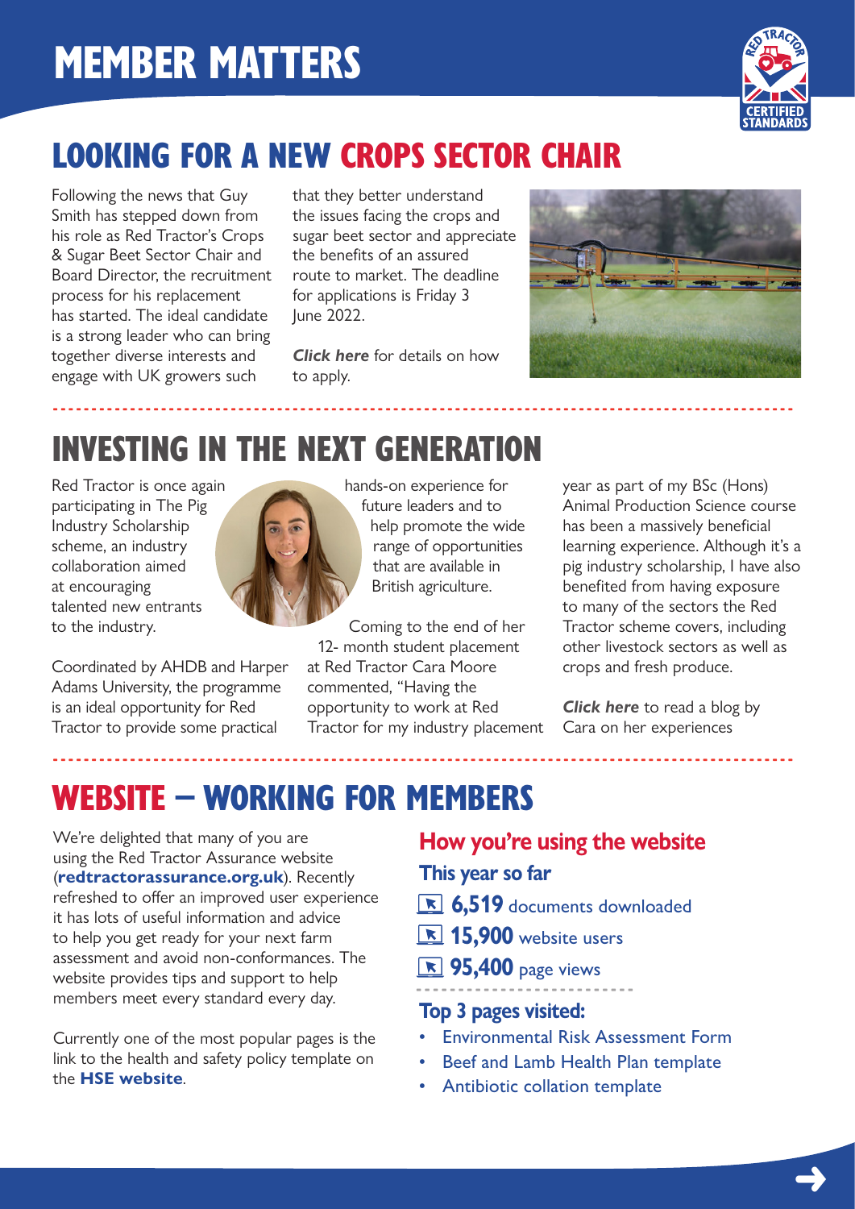# MEMBER MATTERS

## LOOKING FOR A NEW CROPS SECTOR CHAIR

Following the news that Guy Smith has stepped down from his role as Red Tractor's Crops & Sugar Beet Sector Chair and Board Director, the recruitment process for his replacement has started. The ideal candidate is a strong leader who can bring together diverse interests and engage with UK growers such that they better understand the issues facing the crops and sugar beet sector and appreciate the benefits of an assured route to market. The deadline for applications is Friday 3 June 2022.

***Click here*** for details on how to apply.

## INVESTING IN THE NEXT GENERATION

Red Tractor is once again participating in The Pig Industry Scholarship scheme, an industry collaboration aimed at encouraging talented new entrants to the industry.

Coordinated by AHDB and Harper Adams University, the programme is an ideal opportunity for Red Tractor to provide some practical hands-on experience for future leaders and to help promote the wide range of opportunities that are available in British agriculture.

Coming to the end of her 12- month student placement at Red Tractor Cara Moore commented, "Having the opportunity to work at Red Tractor for my industry placement year as part of my BSc (Hons) Animal Production Science course has been a massively beneficial learning experience. Although it's a pig industry scholarship, I have also benefited from having exposure to many of the sectors the Red Tractor scheme covers, including other livestock sectors as well as crops and fresh produce.

***Click here*** to read a blog by Cara on her experiences

## WEBSITE – WORKING FOR MEMBERS

We're delighted that many of you are using the Red Tractor Assurance website (**redtractorassurance.org.uk**). Recently refreshed to offer an improved user experience it has lots of useful information and advice to help you get ready for your next farm assessment and avoid non-conformances. The website provides tips and support to help members meet every standard every day.

Currently one of the most popular pages is the link to the health and safety policy template on the **HSE website**.

### How you're using the website

**This year so far**

- **6,519** documents downloaded
- **15,900** website users
- **95,400** page views

**Top 3 pages visited:**

- Environmental Risk Assessment Form
- Beef and Lamb Health Plan template
- Antibiotic collation template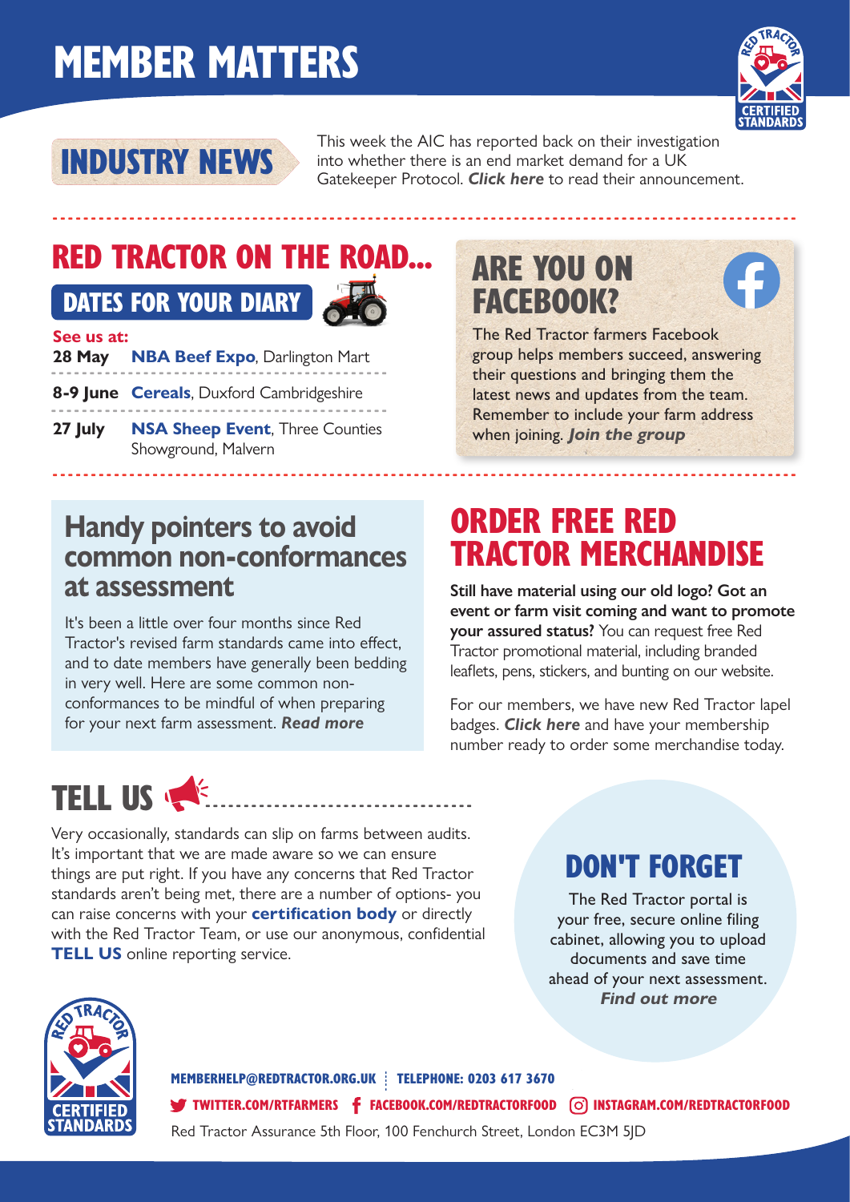# MEMBER MATTERS

## INDUSTRY NEWS

This week the AIC has reported back on their investigation into whether there is an end market demand for a UK Gatekeeper Protocol. ***Click here*** to read their announcement.

## RED TRACTOR ON THE ROAD...

### DATES FOR YOUR DIARY

**See us at:**

| | |
|---|---|
| **28 May** | **NBA Beef Expo**, Darlington Mart |
| **8-9 June** | **Cereals**, Duxford Cambridgeshire |
| **27 July** | **NSA Sheep Event**, Three Counties Showground, Malvern |

## ARE YOU ON FACEBOOK?

The Red Tractor farmers Facebook group helps members succeed, answering their questions and bringing them the latest news and updates from the team. Remember to include your farm address when joining. ***Join the group***

## Handy pointers to avoid common non-conformances at assessment

It's been a little over four months since Red Tractor's revised farm standards came into effect, and to date members have generally been bedding in very well. Here are some common non-conformances to be mindful of when preparing for your next farm assessment. ***Read more***

## ORDER FREE RED TRACTOR MERCHANDISE

**Still have material using our old logo? Got an event or farm visit coming and want to promote your assured status?** You can request free Red Tractor promotional material, including branded leaflets, pens, stickers, and bunting on our website.

For our members, we have new Red Tractor lapel badges. ***Click here*** and have your membership number ready to order some merchandise today.

## TELL US

Very occasionally, standards can slip on farms between audits. It's important that we are made aware so we can ensure things are put right. If you have any concerns that Red Tractor standards aren't being met, there are a number of options- you can raise concerns with your **certification body** or directly with the Red Tractor Team, or use our anonymous, confidential **TELL US** online reporting service.

## DON'T FORGET

The Red Tractor portal is your free, secure online filing cabinet, allowing you to upload documents and save time ahead of your next assessment. ***Find out more***

**MEMBERHELP@REDTRACTOR.ORG.UK** | **TELEPHONE: 0203 617 3670**

**TWITTER.COM/RTFARMERS** **FACEBOOK.COM/REDTRACTORFOOD** **INSTAGRAM.COM/REDTRACTORFOOD**

Red Tractor Assurance 5th Floor, 100 Fenchurch Street, London EC3M 5JD